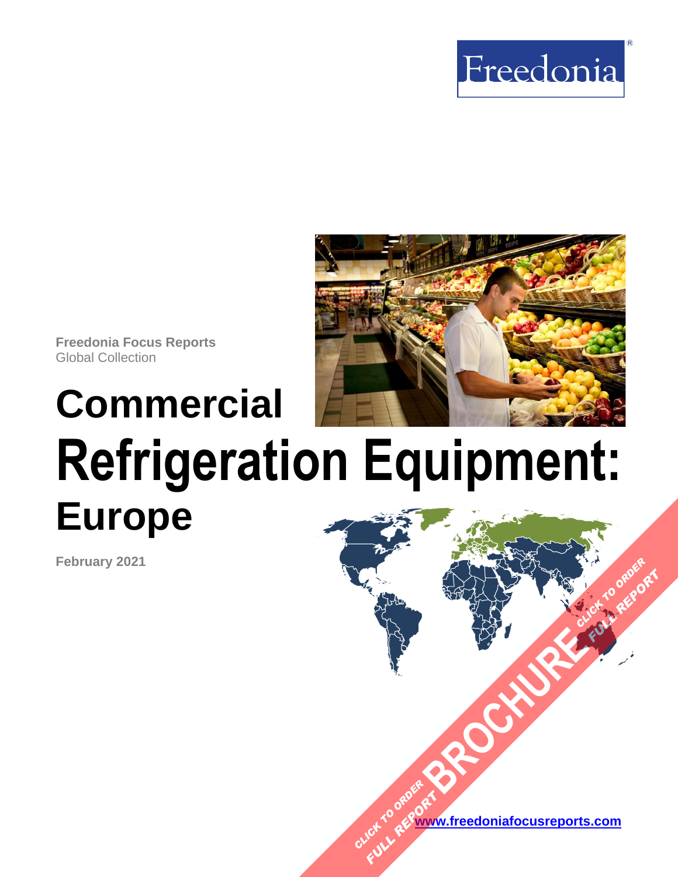Freedonia

**Freedonia Focus Reports**
Global Collection

# Commercial Refrigeration Equipment: Europe

**February 2021**

CLICK TO ORDER FULL REPORT BROCHURE CLICK TO ORDER FULL REPORT

[www.freedoniafocusreports.com](http://www.freedoniafocusreports.com)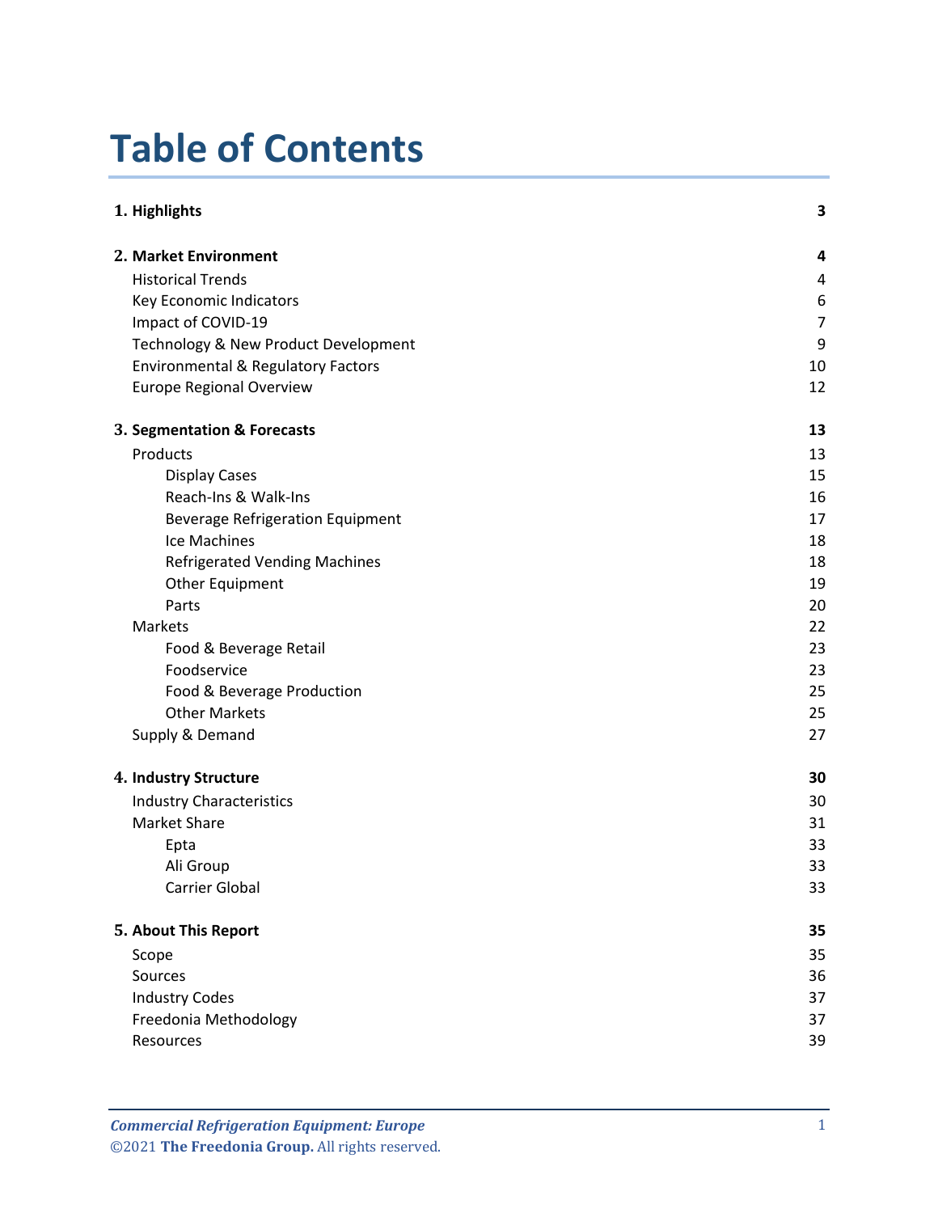# Table of Contents

| | |
|---|---|
| **1. Highlights** | **3** |
| **2. Market Environment** | **4** |
| Historical Trends | 4 |
| Key Economic Indicators | 6 |
| Impact of COVID-19 | 7 |
| Technology & New Product Development | 9 |
| Environmental & Regulatory Factors | 10 |
| Europe Regional Overview | 12 |
| **3. Segmentation & Forecasts** | **13** |
| Products | 13 |
| Display Cases | 15 |
| Reach-Ins & Walk-Ins | 16 |
| Beverage Refrigeration Equipment | 17 |
| Ice Machines | 18 |
| Refrigerated Vending Machines | 18 |
| Other Equipment | 19 |
| Parts | 20 |
| Markets | 22 |
| Food & Beverage Retail | 23 |
| Foodservice | 23 |
| Food & Beverage Production | 25 |
| Other Markets | 25 |
| Supply & Demand | 27 |
| **4. Industry Structure** | **30** |
| Industry Characteristics | 30 |
| Market Share | 31 |
| Epta | 33 |
| Ali Group | 33 |
| Carrier Global | 33 |
| **5. About This Report** | **35** |
| Scope | 35 |
| Sources | 36 |
| Industry Codes | 37 |
| Freedonia Methodology | 37 |
| Resources | 39 |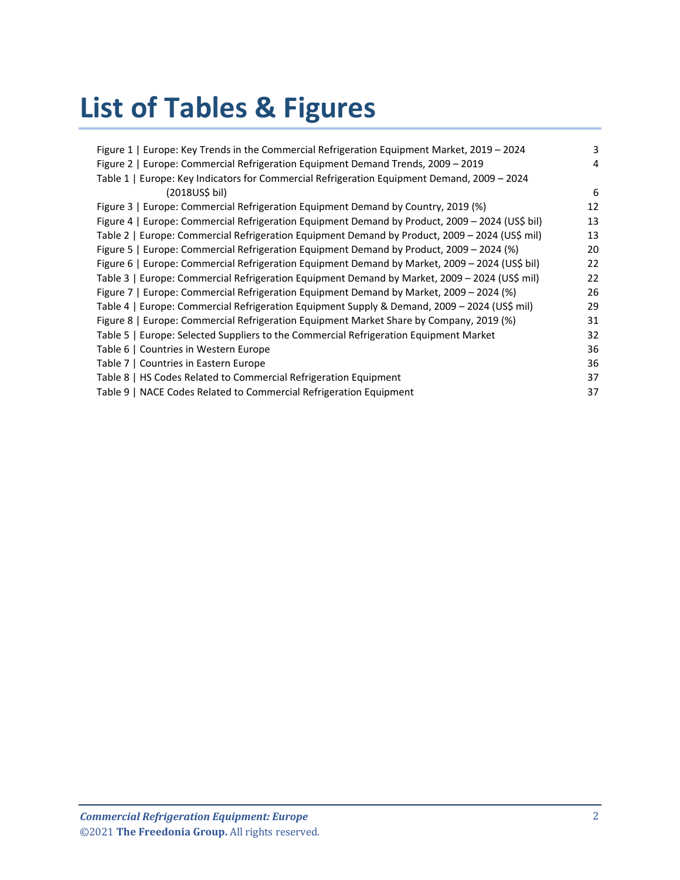# List of Tables & Figures

| | |
|---|---|
| Figure 1 \| Europe: Key Trends in the Commercial Refrigeration Equipment Market, 2019 – 2024 | 3 |
| Figure 2 \| Europe: Commercial Refrigeration Equipment Demand Trends, 2009 – 2019 | 4 |
| Table 1 \| Europe: Key Indicators for Commercial Refrigeration Equipment Demand, 2009 – 2024 (2018US$ bil) | 6 |
| Figure 3 \| Europe: Commercial Refrigeration Equipment Demand by Country, 2019 (%) | 12 |
| Figure 4 \| Europe: Commercial Refrigeration Equipment Demand by Product, 2009 – 2024 (US$ bil) | 13 |
| Table 2 \| Europe: Commercial Refrigeration Equipment Demand by Product, 2009 – 2024 (US$ mil) | 13 |
| Figure 5 \| Europe: Commercial Refrigeration Equipment Demand by Product, 2009 – 2024 (%) | 20 |
| Figure 6 \| Europe: Commercial Refrigeration Equipment Demand by Market, 2009 – 2024 (US$ bil) | 22 |
| Table 3 \| Europe: Commercial Refrigeration Equipment Demand by Market, 2009 – 2024 (US$ mil) | 22 |
| Figure 7 \| Europe: Commercial Refrigeration Equipment Demand by Market, 2009 – 2024 (%) | 26 |
| Table 4 \| Europe: Commercial Refrigeration Equipment Supply & Demand, 2009 – 2024 (US$ mil) | 29 |
| Figure 8 \| Europe: Commercial Refrigeration Equipment Market Share by Company, 2019 (%) | 31 |
| Table 5 \| Europe: Selected Suppliers to the Commercial Refrigeration Equipment Market | 32 |
| Table 6 \| Countries in Western Europe | 36 |
| Table 7 \| Countries in Eastern Europe | 36 |
| Table 8 \| HS Codes Related to Commercial Refrigeration Equipment | 37 |
| Table 9 \| NACE Codes Related to Commercial Refrigeration Equipment | 37 |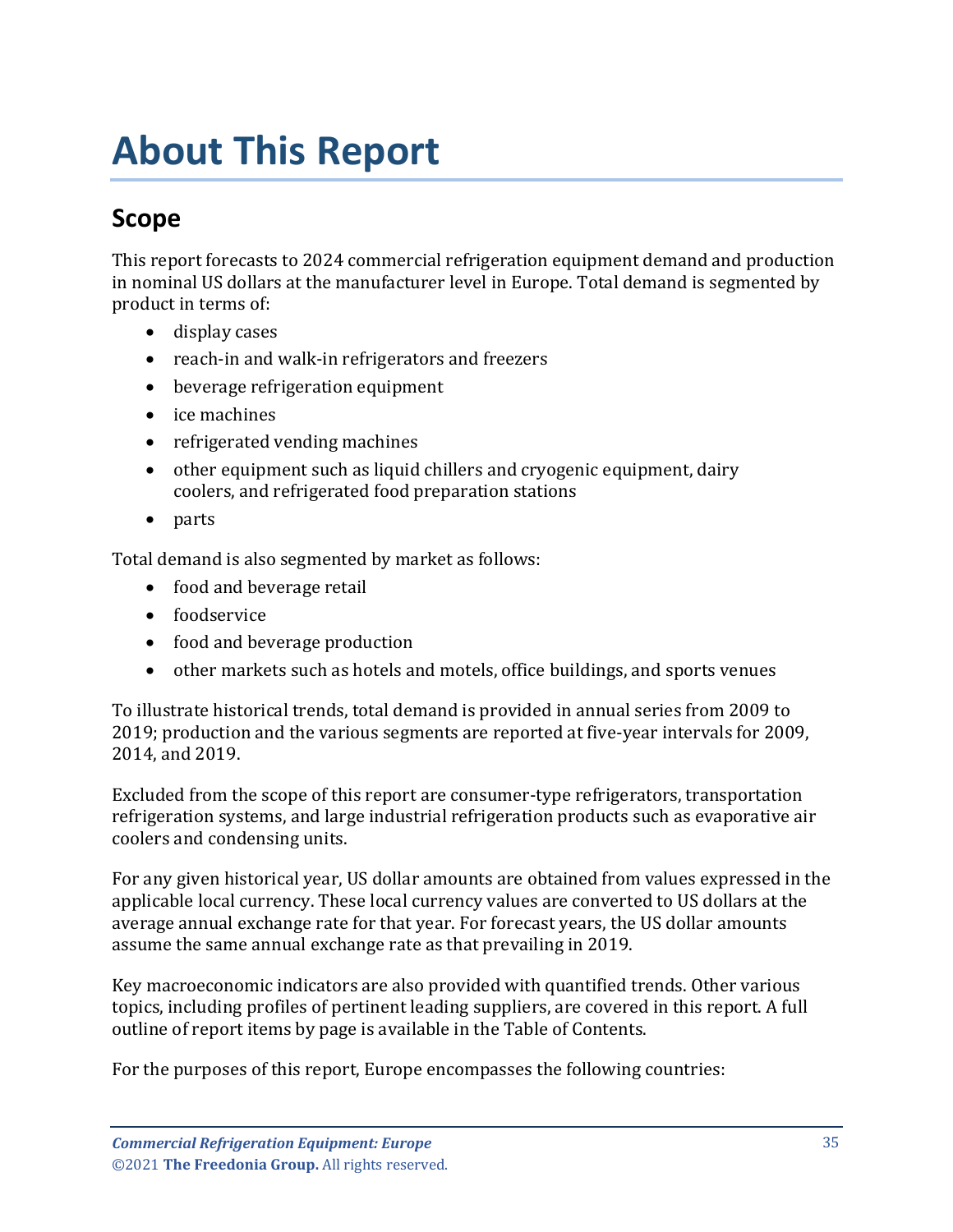# About This Report

## Scope

This report forecasts to 2024 commercial refrigeration equipment demand and production in nominal US dollars at the manufacturer level in Europe. Total demand is segmented by product in terms of:

- display cases
- reach-in and walk-in refrigerators and freezers
- beverage refrigeration equipment
- ice machines
- refrigerated vending machines
- other equipment such as liquid chillers and cryogenic equipment, dairy coolers, and refrigerated food preparation stations
- parts

Total demand is also segmented by market as follows:

- food and beverage retail
- foodservice
- food and beverage production
- other markets such as hotels and motels, office buildings, and sports venues

To illustrate historical trends, total demand is provided in annual series from 2009 to 2019; production and the various segments are reported at five-year intervals for 2009, 2014, and 2019.

Excluded from the scope of this report are consumer-type refrigerators, transportation refrigeration systems, and large industrial refrigeration products such as evaporative air coolers and condensing units.

For any given historical year, US dollar amounts are obtained from values expressed in the applicable local currency. These local currency values are converted to US dollars at the average annual exchange rate for that year. For forecast years, the US dollar amounts assume the same annual exchange rate as that prevailing in 2019.

Key macroeconomic indicators are also provided with quantified trends. Other various topics, including profiles of pertinent leading suppliers, are covered in this report. A full outline of report items by page is available in the Table of Contents.

For the purposes of this report, Europe encompasses the following countries: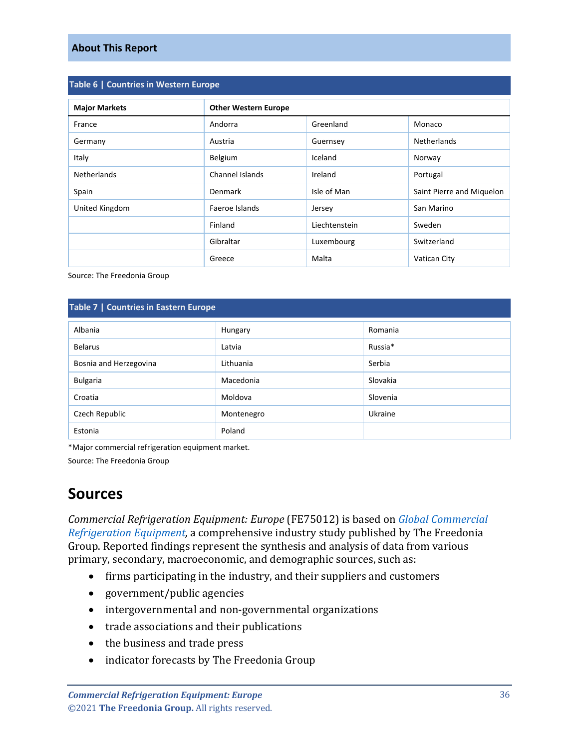## About This Report

**Table 6 | Countries in Western Europe**

| Major Markets | Other Western Europe | | |
|---|---|---|---|
| France | Andorra | Greenland | Monaco |
| Germany | Austria | Guernsey | Netherlands |
| Italy | Belgium | Iceland | Norway |
| Netherlands | Channel Islands | Ireland | Portugal |
| Spain | Denmark | Isle of Man | Saint Pierre and Miquelon |
| United Kingdom | Faeroe Islands | Jersey | San Marino |
| | Finland | Liechtenstein | Sweden |
| | Gibraltar | Luxembourg | Switzerland |
| | Greece | Malta | Vatican City |

Source: The Freedonia Group

**Table 7 | Countries in Eastern Europe**

| | | |
|---|---|---|
| Albania | Hungary | Romania |
| Belarus | Latvia | Russia* |
| Bosnia and Herzegovina | Lithuania | Serbia |
| Bulgaria | Macedonia | Slovakia |
| Croatia | Moldova | Slovenia |
| Czech Republic | Montenegro | Ukraine |
| Estonia | Poland | |

*Major commercial refrigeration equipment market.

Source: The Freedonia Group

# Sources

*Commercial Refrigeration Equipment: Europe* (FE75012) is based on *Global Commercial Refrigeration Equipment,* a comprehensive industry study published by The Freedonia Group. Reported findings represent the synthesis and analysis of data from various primary, secondary, macroeconomic, and demographic sources, such as:

- firms participating in the industry, and their suppliers and customers
- government/public agencies
- intergovernmental and non-governmental organizations
- trade associations and their publications
- the business and trade press
- indicator forecasts by The Freedonia Group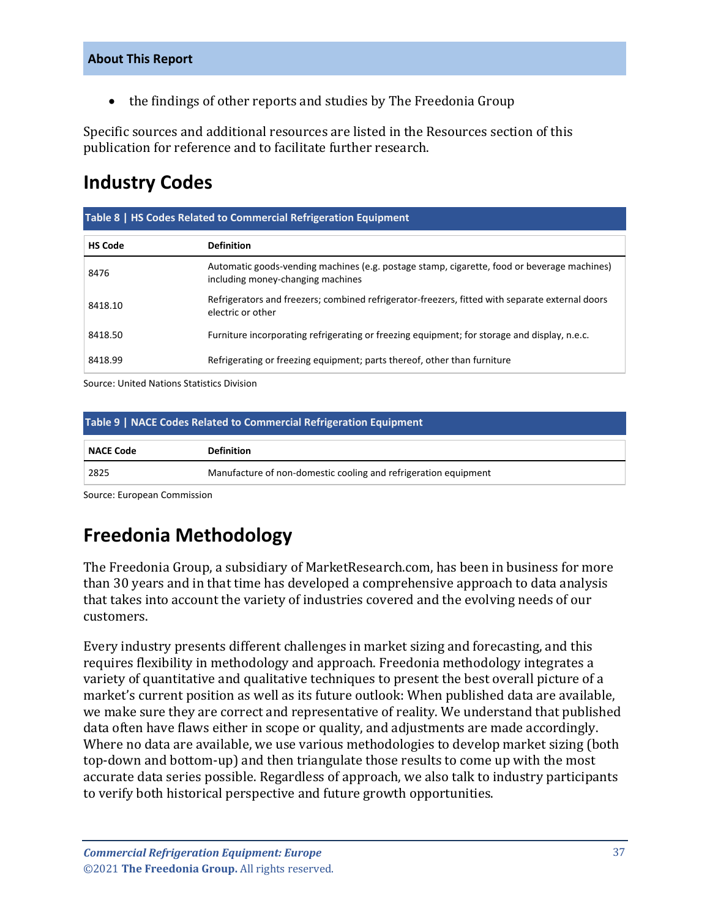- the findings of other reports and studies by The Freedonia Group

Specific sources and additional resources are listed in the Resources section of this publication for reference and to facilitate further research.

## Industry Codes

**Table 8 | HS Codes Related to Commercial Refrigeration Equipment**

| HS Code | Definition |
|---|---|
| 8476 | Automatic goods-vending machines (e.g. postage stamp, cigarette, food or beverage machines) including money-changing machines |
| 8418.10 | Refrigerators and freezers; combined refrigerator-freezers, fitted with separate external doors electric or other |
| 8418.50 | Furniture incorporating refrigerating or freezing equipment; for storage and display, n.e.c. |
| 8418.99 | Refrigerating or freezing equipment; parts thereof, other than furniture |

Source: United Nations Statistics Division

**Table 9 | NACE Codes Related to Commercial Refrigeration Equipment**

| NACE Code | Definition |
|---|---|
| 2825 | Manufacture of non-domestic cooling and refrigeration equipment |

Source: European Commission

## Freedonia Methodology

The Freedonia Group, a subsidiary of MarketResearch.com, has been in business for more than 30 years and in that time has developed a comprehensive approach to data analysis that takes into account the variety of industries covered and the evolving needs of our customers.

Every industry presents different challenges in market sizing and forecasting, and this requires flexibility in methodology and approach. Freedonia methodology integrates a variety of quantitative and qualitative techniques to present the best overall picture of a market's current position as well as its future outlook: When published data are available, we make sure they are correct and representative of reality. We understand that published data often have flaws either in scope or quality, and adjustments are made accordingly. Where no data are available, we use various methodologies to develop market sizing (both top-down and bottom-up) and then triangulate those results to come up with the most accurate data series possible. Regardless of approach, we also talk to industry participants to verify both historical perspective and future growth opportunities.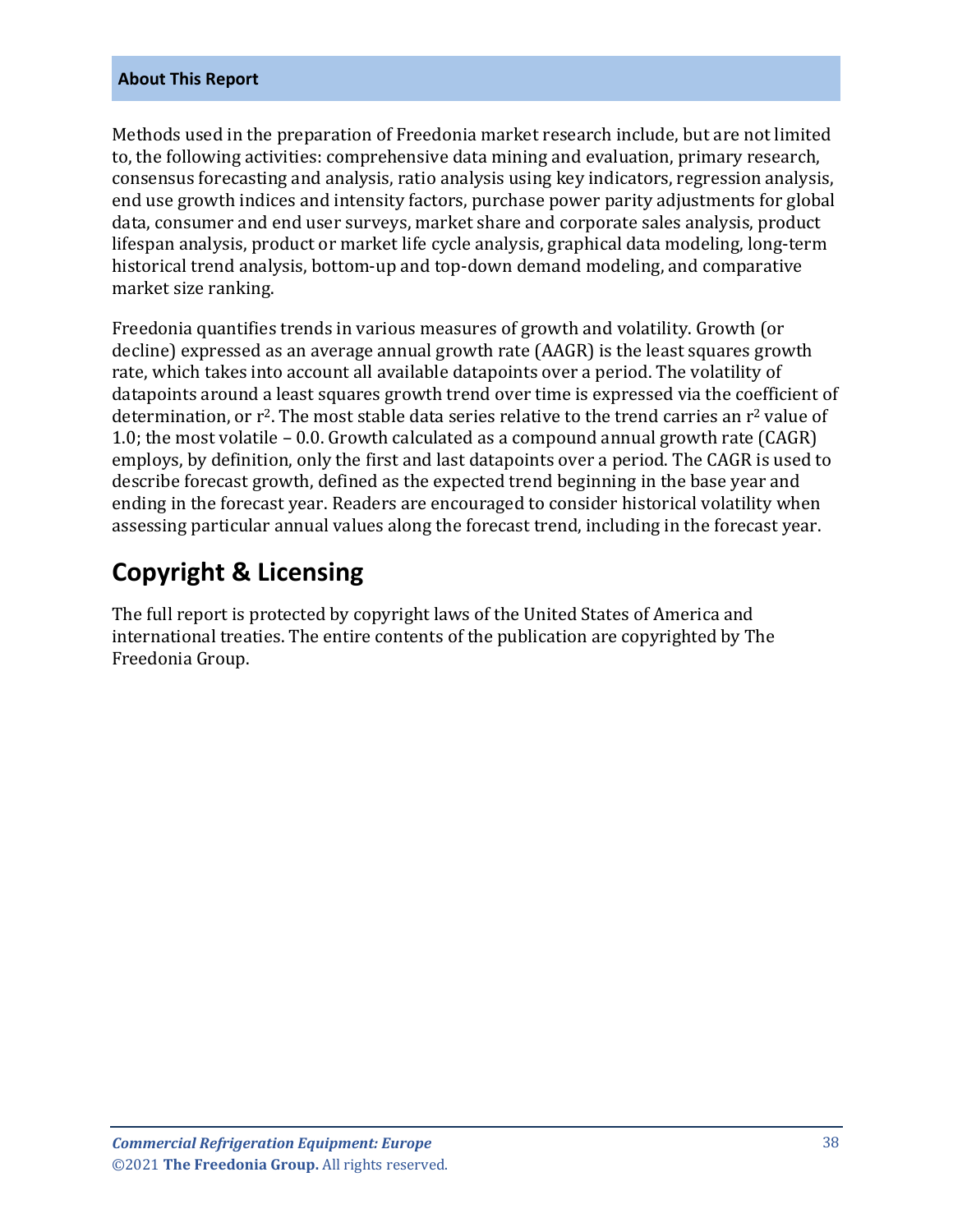**About This Report**

Methods used in the preparation of Freedonia market research include, but are not limited to, the following activities: comprehensive data mining and evaluation, primary research, consensus forecasting and analysis, ratio analysis using key indicators, regression analysis, end use growth indices and intensity factors, purchase power parity adjustments for global data, consumer and end user surveys, market share and corporate sales analysis, product lifespan analysis, product or market life cycle analysis, graphical data modeling, long-term historical trend analysis, bottom-up and top-down demand modeling, and comparative market size ranking.

Freedonia quantifies trends in various measures of growth and volatility. Growth (or decline) expressed as an average annual growth rate (AAGR) is the least squares growth rate, which takes into account all available datapoints over a period. The volatility of datapoints around a least squares growth trend over time is expressed via the coefficient of determination, or $r^2$. The most stable data series relative to the trend carries an $r^2$ value of 1.0; the most volatile – 0.0. Growth calculated as a compound annual growth rate (CAGR) employs, by definition, only the first and last datapoints over a period. The CAGR is used to describe forecast growth, defined as the expected trend beginning in the base year and ending in the forecast year. Readers are encouraged to consider historical volatility when assessing particular annual values along the forecast trend, including in the forecast year.

## Copyright & Licensing

The full report is protected by copyright laws of the United States of America and international treaties. The entire contents of the publication are copyrighted by The Freedonia Group.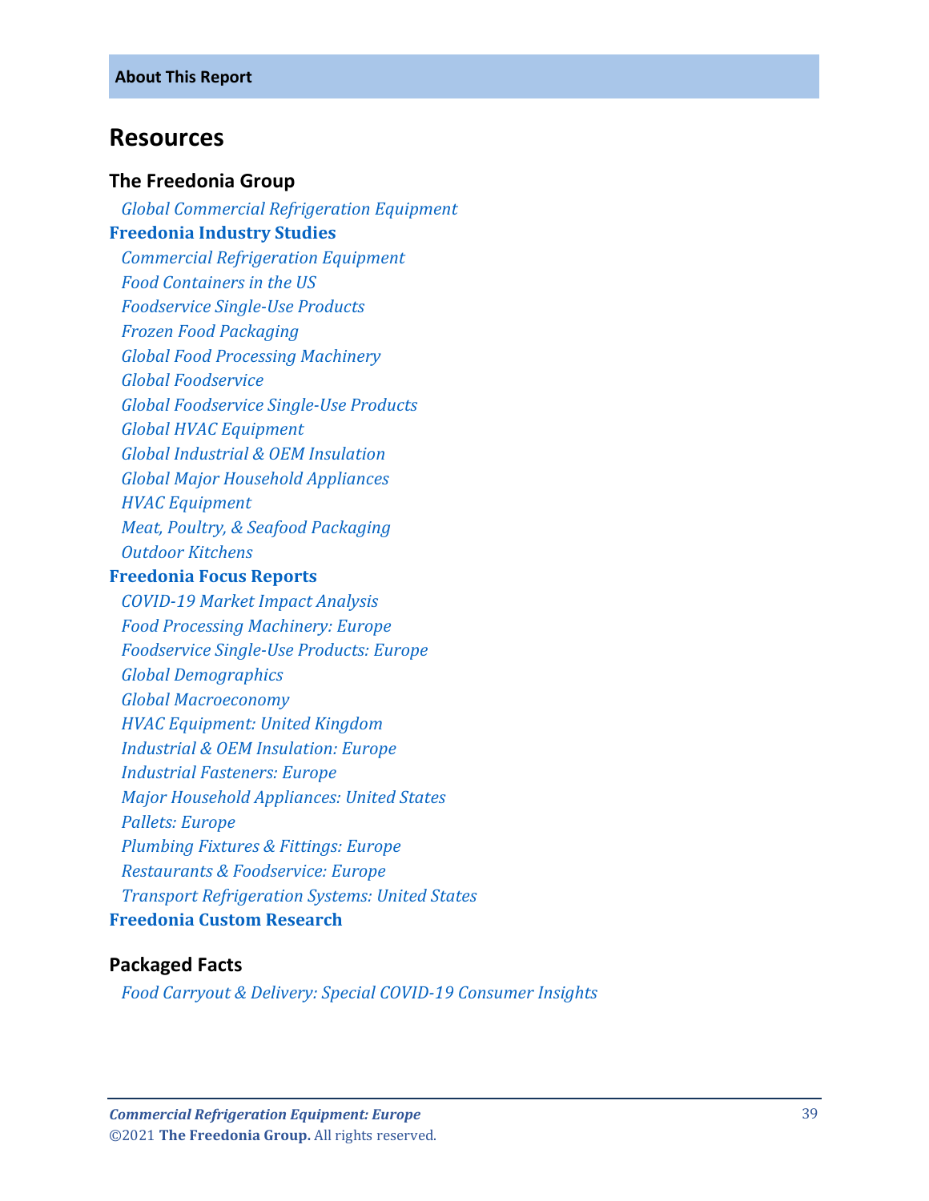**About This Report**

## Resources

### The Freedonia Group

*Global Commercial Refrigeration Equipment*

**Freedonia Industry Studies**

*Commercial Refrigeration Equipment*
*Food Containers in the US*
*Foodservice Single-Use Products*
*Frozen Food Packaging*
*Global Food Processing Machinery*
*Global Foodservice*
*Global Foodservice Single-Use Products*
*Global HVAC Equipment*
*Global Industrial & OEM Insulation*
*Global Major Household Appliances*
*HVAC Equipment*
*Meat, Poultry, & Seafood Packaging*
*Outdoor Kitchens*

**Freedonia Focus Reports**

*COVID-19 Market Impact Analysis*
*Food Processing Machinery: Europe*
*Foodservice Single-Use Products: Europe*
*Global Demographics*
*Global Macroeconomy*
*HVAC Equipment: United Kingdom*
*Industrial & OEM Insulation: Europe*
*Industrial Fasteners: Europe*
*Major Household Appliances: United States*
*Pallets: Europe*
*Plumbing Fixtures & Fittings: Europe*
*Restaurants & Foodservice: Europe*
*Transport Refrigeration Systems: United States*

**Freedonia Custom Research**

### Packaged Facts

*Food Carryout & Delivery: Special COVID-19 Consumer Insights*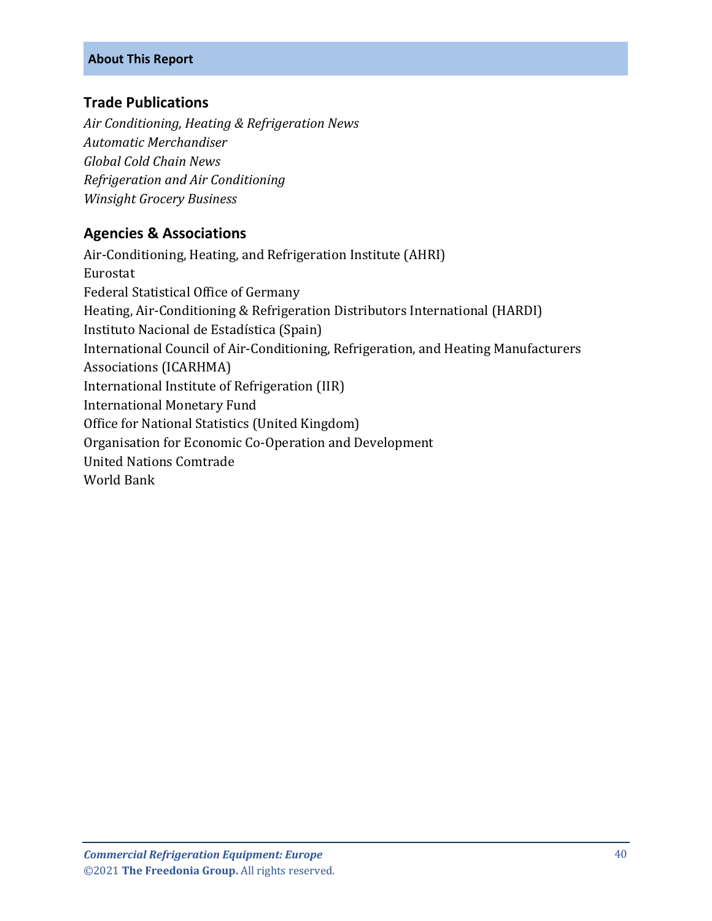## Trade Publications

*Air Conditioning, Heating & Refrigeration News*
*Automatic Merchandiser*
*Global Cold Chain News*
*Refrigeration and Air Conditioning*
*Winsight Grocery Business*

## Agencies & Associations

Air-Conditioning, Heating, and Refrigeration Institute (AHRI)
Eurostat
Federal Statistical Office of Germany
Heating, Air-Conditioning & Refrigeration Distributors International (HARDI)
Instituto Nacional de Estadística (Spain)
International Council of Air-Conditioning, Refrigeration, and Heating Manufacturers Associations (ICARHMA)
International Institute of Refrigeration (IIR)
International Monetary Fund
Office for National Statistics (United Kingdom)
Organisation for Economic Co-Operation and Development
United Nations Comtrade
World Bank